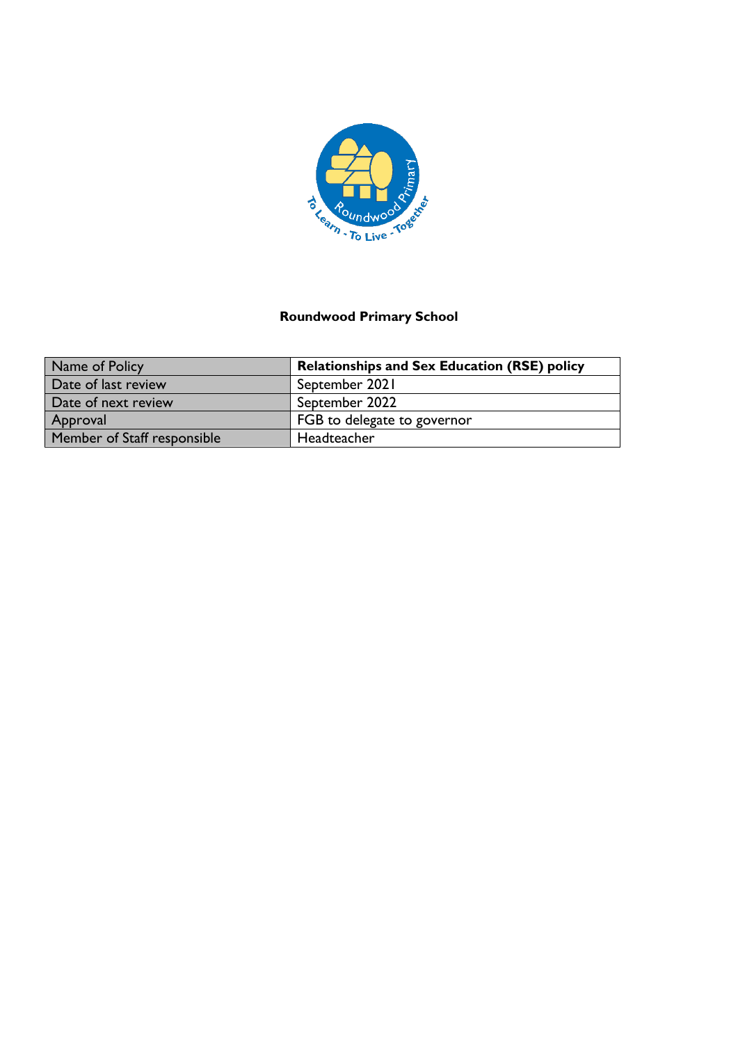**Roundwood Primary School**

| Name of Policy | **Relationships and Sex Education (RSE) policy** |
|---|---|
| Date of last review | September 2021 |
| Date of next review | September 2022 |
| Approval | FGB to delegate to governor |
| Member of Staff responsible | Headteacher |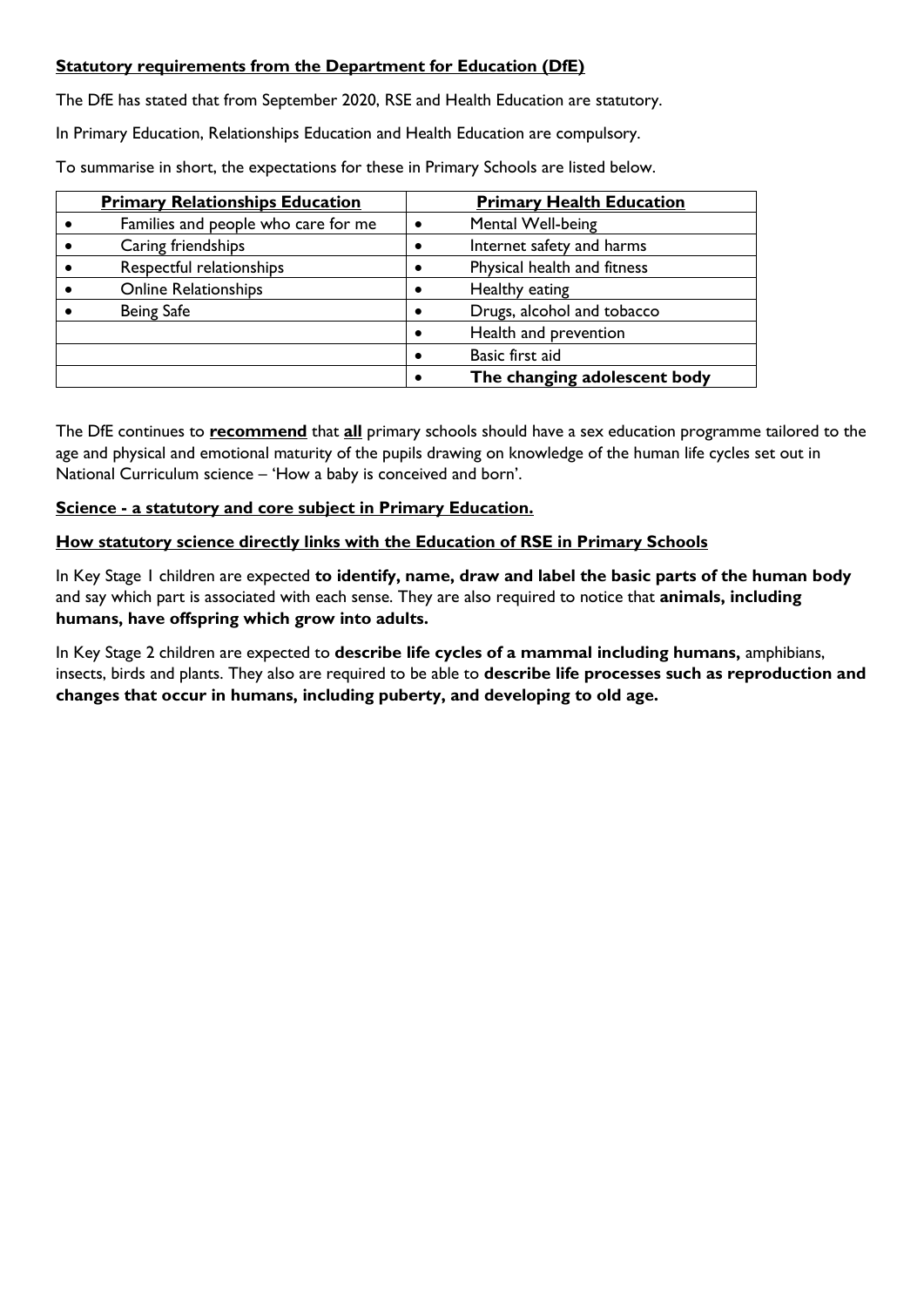**Statutory requirements from the Department for Education (DfE)**

The DfE has stated that from September 2020, RSE and Health Education are statutory.

In Primary Education, Relationships Education and Health Education are compulsory.

To summarise in short, the expectations for these in Primary Schools are listed below.

| **Primary Relationships Education** | **Primary Health Education** |
| --- | --- |
| • Families and people who care for me | • Mental Well-being |
| • Caring friendships | • Internet safety and harms |
| • Respectful relationships | • Physical health and fitness |
| • Online Relationships | • Healthy eating |
| • Being Safe | • Drugs, alcohol and tobacco |
| | • Health and prevention |
| | • Basic first aid |
| | • **The changing adolescent body** |

The DfE continues to **recommend** that **all** primary schools should have a sex education programme tailored to the age and physical and emotional maturity of the pupils drawing on knowledge of the human life cycles set out in National Curriculum science – 'How a baby is conceived and born'.

**Science - a statutory and core subject in Primary Education.**

**How statutory science directly links with the Education of RSE in Primary Schools**

In Key Stage 1 children are expected **to identify, name, draw and label the basic parts of the human body** and say which part is associated with each sense. They are also required to notice that **animals, including humans, have offspring which grow into adults.**

In Key Stage 2 children are expected to **describe life cycles of a mammal including humans,** amphibians, insects, birds and plants. They also are required to be able to **describe life processes such as reproduction and changes that occur in humans, including puberty, and developing to old age.**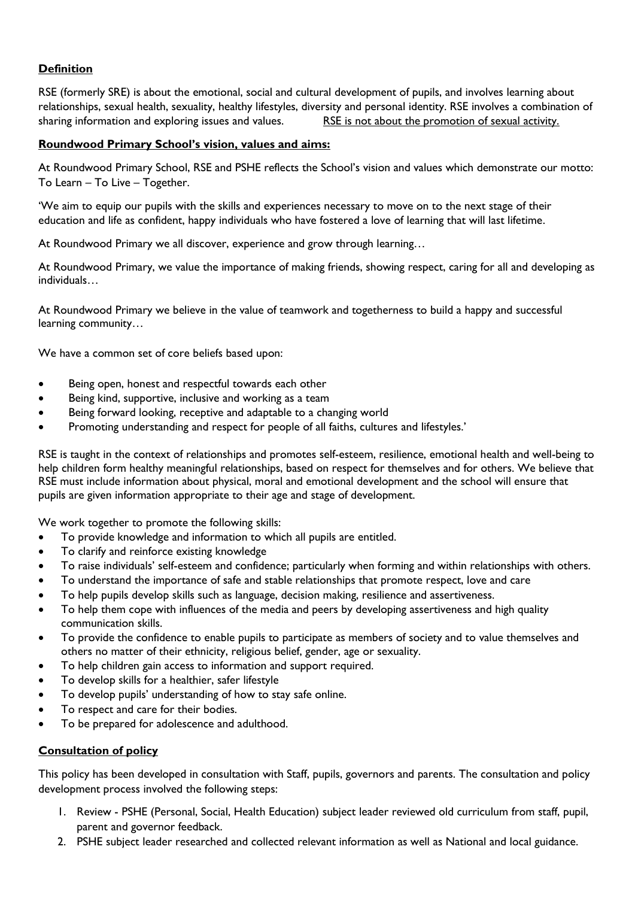## **Definition**

RSE (formerly SRE) is about the emotional, social and cultural development of pupils, and involves learning about relationships, sexual health, sexuality, healthy lifestyles, diversity and personal identity. RSE involves a combination of sharing information and exploring issues and values. <u>RSE is not about the promotion of sexual activity.</u>

## **Roundwood Primary School's vision, values and aims:**

At Roundwood Primary School, RSE and PSHE reflects the School's vision and values which demonstrate our motto: To Learn – To Live – Together.

'We aim to equip our pupils with the skills and experiences necessary to move on to the next stage of their education and life as confident, happy individuals who have fostered a love of learning that will last lifetime.

At Roundwood Primary we all discover, experience and grow through learning…

At Roundwood Primary, we value the importance of making friends, showing respect, caring for all and developing as individuals…

At Roundwood Primary we believe in the value of teamwork and togetherness to build a happy and successful learning community…

We have a common set of core beliefs based upon:

- Being open, honest and respectful towards each other
- Being kind, supportive, inclusive and working as a team
- Being forward looking, receptive and adaptable to a changing world
- Promoting understanding and respect for people of all faiths, cultures and lifestyles.'

RSE is taught in the context of relationships and promotes self-esteem, resilience, emotional health and well-being to help children form healthy meaningful relationships, based on respect for themselves and for others. We believe that RSE must include information about physical, moral and emotional development and the school will ensure that pupils are given information appropriate to their age and stage of development.

We work together to promote the following skills:

- To provide knowledge and information to which all pupils are entitled.
- To clarify and reinforce existing knowledge
- To raise individuals' self-esteem and confidence; particularly when forming and within relationships with others.
- To understand the importance of safe and stable relationships that promote respect, love and care
- To help pupils develop skills such as language, decision making, resilience and assertiveness.
- To help them cope with influences of the media and peers by developing assertiveness and high quality communication skills.
- To provide the confidence to enable pupils to participate as members of society and to value themselves and others no matter of their ethnicity, religious belief, gender, age or sexuality.
- To help children gain access to information and support required.
- To develop skills for a healthier, safer lifestyle
- To develop pupils' understanding of how to stay safe online.
- To respect and care for their bodies.
- To be prepared for adolescence and adulthood.

## **Consultation of policy**

This policy has been developed in consultation with Staff, pupils, governors and parents. The consultation and policy development process involved the following steps:

1. Review - PSHE (Personal, Social, Health Education) subject leader reviewed old curriculum from staff, pupil, parent and governor feedback.
2. PSHE subject leader researched and collected relevant information as well as National and local guidance.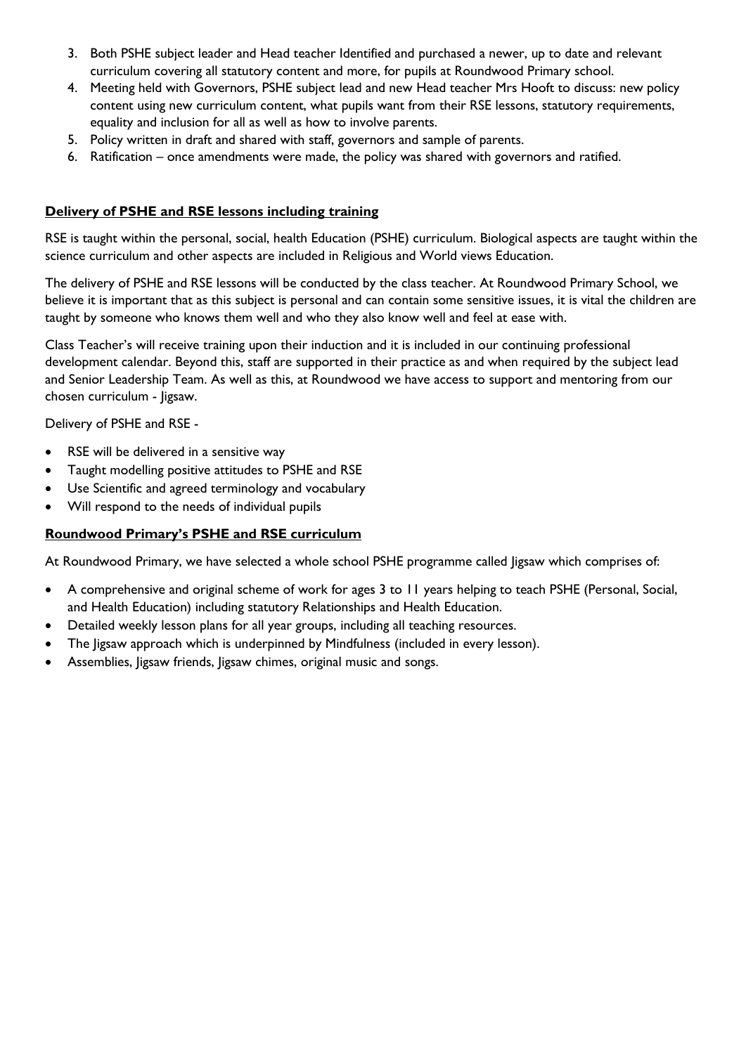3. Both PSHE subject leader and Head teacher Identified and purchased a newer, up to date and relevant curriculum covering all statutory content and more, for pupils at Roundwood Primary school.
4. Meeting held with Governors, PSHE subject lead and new Head teacher Mrs Hooft to discuss: new policy content using new curriculum content, what pupils want from their RSE lessons, statutory requirements, equality and inclusion for all as well as how to involve parents.
5. Policy written in draft and shared with staff, governors and sample of parents.
6. Ratification – once amendments were made, the policy was shared with governors and ratified.

## **Delivery of PSHE and RSE lessons including training**

RSE is taught within the personal, social, health Education (PSHE) curriculum. Biological aspects are taught within the science curriculum and other aspects are included in Religious and World views Education.

The delivery of PSHE and RSE lessons will be conducted by the class teacher. At Roundwood Primary School, we believe it is important that as this subject is personal and can contain some sensitive issues, it is vital the children are taught by someone who knows them well and who they also know well and feel at ease with.

Class Teacher's will receive training upon their induction and it is included in our continuing professional development calendar. Beyond this, staff are supported in their practice as and when required by the subject lead and Senior Leadership Team. As well as this, at Roundwood we have access to support and mentoring from our chosen curriculum - Jigsaw.

Delivery of PSHE and RSE -

- RSE will be delivered in a sensitive way
- Taught modelling positive attitudes to PSHE and RSE
- Use Scientific and agreed terminology and vocabulary
- Will respond to the needs of individual pupils

## **Roundwood Primary's PSHE and RSE curriculum**

At Roundwood Primary, we have selected a whole school PSHE programme called Jigsaw which comprises of:

- A comprehensive and original scheme of work for ages 3 to 11 years helping to teach PSHE (Personal, Social, and Health Education) including statutory Relationships and Health Education.
- Detailed weekly lesson plans for all year groups, including all teaching resources.
- The Jigsaw approach which is underpinned by Mindfulness (included in every lesson).
- Assemblies, Jigsaw friends, Jigsaw chimes, original music and songs.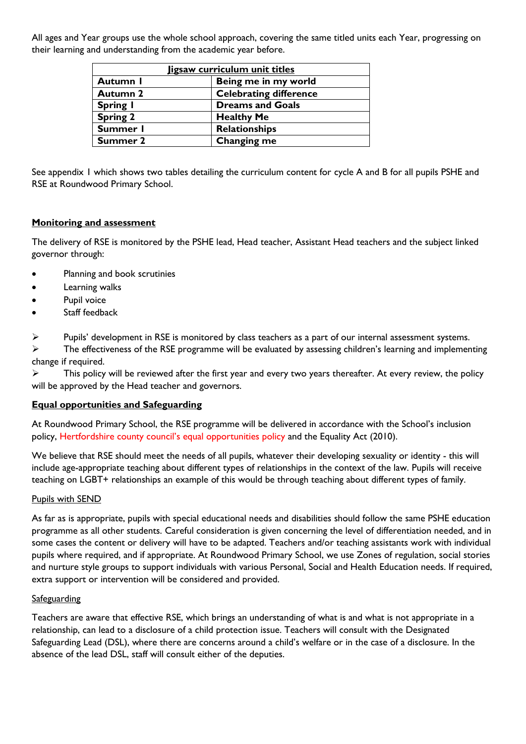All ages and Year groups use the whole school approach, covering the same titled units each Year, progressing on their learning and understanding from the academic year before.

| **Jigsaw curriculum unit titles** | |
|---|---|
| **Autumn 1** | **Being me in my world** |
| **Autumn 2** | **Celebrating difference** |
| **Spring 1** | **Dreams and Goals** |
| **Spring 2** | **Healthy Me** |
| **Summer 1** | **Relationships** |
| **Summer 2** | **Changing me** |

See appendix 1 which shows two tables detailing the curriculum content for cycle A and B for all pupils PSHE and RSE at Roundwood Primary School.

## Monitoring and assessment

The delivery of RSE is monitored by the PSHE lead, Head teacher, Assistant Head teachers and the subject linked governor through:

- Planning and book scrutinies
- Learning walks
- Pupil voice
- Staff feedback

- Pupils' development in RSE is monitored by class teachers as a part of our internal assessment systems.
- The effectiveness of the RSE programme will be evaluated by assessing children's learning and implementing change if required.
- This policy will be reviewed after the first year and every two years thereafter. At every review, the policy will be approved by the Head teacher and governors.

## Equal opportunities and Safeguarding

At Roundwood Primary School, the RSE programme will be delivered in accordance with the School's inclusion policy, Hertfordshire county council's equal opportunities policy and the Equality Act (2010).

We believe that RSE should meet the needs of all pupils, whatever their developing sexuality or identity - this will include age-appropriate teaching about different types of relationships in the context of the law. Pupils will receive teaching on LGBT+ relationships an example of this would be through teaching about different types of family.

### Pupils with SEND

As far as is appropriate, pupils with special educational needs and disabilities should follow the same PSHE education programme as all other students. Careful consideration is given concerning the level of differentiation needed, and in some cases the content or delivery will have to be adapted. Teachers and/or teaching assistants work with individual pupils where required, and if appropriate. At Roundwood Primary School, we use Zones of regulation, social stories and nurture style groups to support individuals with various Personal, Social and Health Education needs. If required, extra support or intervention will be considered and provided.

### Safeguarding

Teachers are aware that effective RSE, which brings an understanding of what is and what is not appropriate in a relationship, can lead to a disclosure of a child protection issue. Teachers will consult with the Designated Safeguarding Lead (DSL), where there are concerns around a child's welfare or in the case of a disclosure. In the absence of the lead DSL, staff will consult either of the deputies.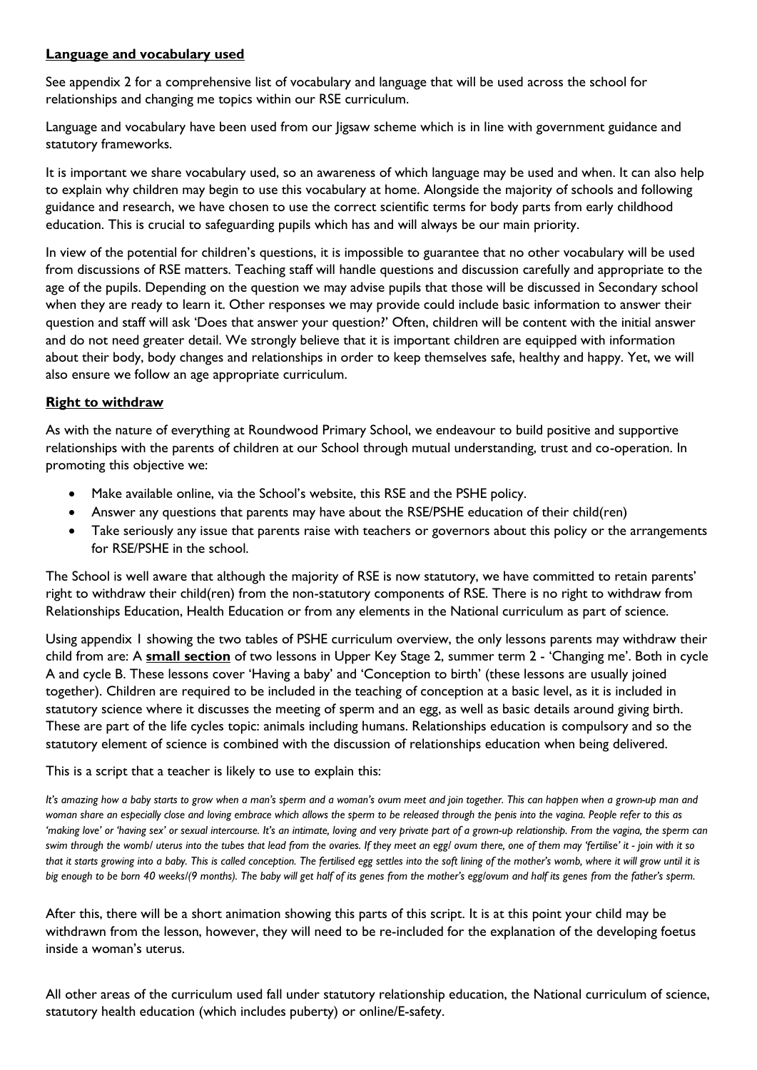## Language and vocabulary used

See appendix 2 for a comprehensive list of vocabulary and language that will be used across the school for relationships and changing me topics within our RSE curriculum.

Language and vocabulary have been used from our Jigsaw scheme which is in line with government guidance and statutory frameworks.

It is important we share vocabulary used, so an awareness of which language may be used and when. It can also help to explain why children may begin to use this vocabulary at home. Alongside the majority of schools and following guidance and research, we have chosen to use the correct scientific terms for body parts from early childhood education. This is crucial to safeguarding pupils which has and will always be our main priority.

In view of the potential for children's questions, it is impossible to guarantee that no other vocabulary will be used from discussions of RSE matters. Teaching staff will handle questions and discussion carefully and appropriate to the age of the pupils. Depending on the question we may advise pupils that those will be discussed in Secondary school when they are ready to learn it. Other responses we may provide could include basic information to answer their question and staff will ask 'Does that answer your question?' Often, children will be content with the initial answer and do not need greater detail. We strongly believe that it is important children are equipped with information about their body, body changes and relationships in order to keep themselves safe, healthy and happy. Yet, we will also ensure we follow an age appropriate curriculum.

## Right to withdraw

As with the nature of everything at Roundwood Primary School, we endeavour to build positive and supportive relationships with the parents of children at our School through mutual understanding, trust and co-operation. In promoting this objective we:

- Make available online, via the School's website, this RSE and the PSHE policy.
- Answer any questions that parents may have about the RSE/PSHE education of their child(ren)
- Take seriously any issue that parents raise with teachers or governors about this policy or the arrangements for RSE/PSHE in the school.

The School is well aware that although the majority of RSE is now statutory, we have committed to retain parents' right to withdraw their child(ren) from the non-statutory components of RSE. There is no right to withdraw from Relationships Education, Health Education or from any elements in the National curriculum as part of science.

Using appendix 1 showing the two tables of PSHE curriculum overview, the only lessons parents may withdraw their child from are: A **small section** of two lessons in Upper Key Stage 2, summer term 2 - 'Changing me'. Both in cycle A and cycle B. These lessons cover 'Having a baby' and 'Conception to birth' (these lessons are usually joined together). Children are required to be included in the teaching of conception at a basic level, as it is included in statutory science where it discusses the meeting of sperm and an egg, as well as basic details around giving birth. These are part of the life cycles topic: animals including humans. Relationships education is compulsory and so the statutory element of science is combined with the discussion of relationships education when being delivered.

This is a script that a teacher is likely to use to explain this:

*It's amazing how a baby starts to grow when a man's sperm and a woman's ovum meet and join together. This can happen when a grown-up man and woman share an especially close and loving embrace which allows the sperm to be released through the penis into the vagina. People refer to this as 'making love' or 'having sex' or sexual intercourse. It's an intimate, loving and very private part of a grown-up relationship. From the vagina, the sperm can swim through the womb/ uterus into the tubes that lead from the ovaries. If they meet an egg/ ovum there, one of them may 'fertilise' it - join with it so that it starts growing into a baby. This is called conception. The fertilised egg settles into the soft lining of the mother's womb, where it will grow until it is big enough to be born 40 weeks/(9 months). The baby will get half of its genes from the mother's egg/ovum and half its genes from the father's sperm.*

After this, there will be a short animation showing this parts of this script. It is at this point your child may be withdrawn from the lesson, however, they will need to be re-included for the explanation of the developing foetus inside a woman's uterus.

All other areas of the curriculum used fall under statutory relationship education, the National curriculum of science, statutory health education (which includes puberty) or online/E-safety.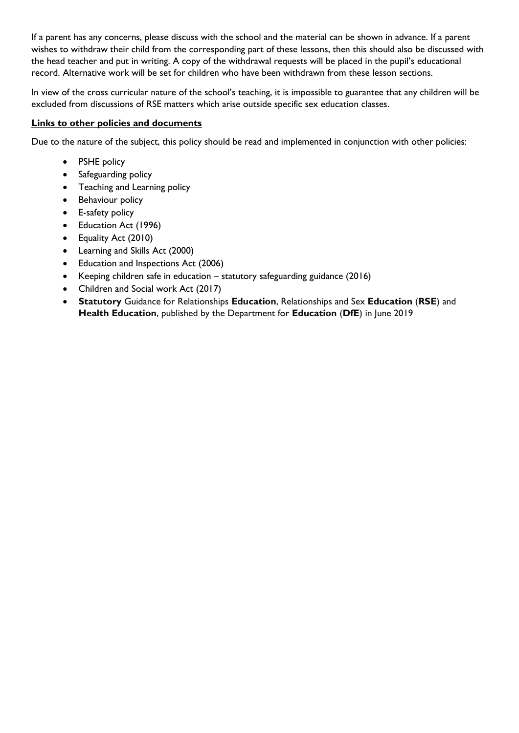If a parent has any concerns, please discuss with the school and the material can be shown in advance. If a parent wishes to withdraw their child from the corresponding part of these lessons, then this should also be discussed with the head teacher and put in writing. A copy of the withdrawal requests will be placed in the pupil's educational record. Alternative work will be set for children who have been withdrawn from these lesson sections.

In view of the cross curricular nature of the school's teaching, it is impossible to guarantee that any children will be excluded from discussions of RSE matters which arise outside specific sex education classes.

**Links to other policies and documents**

Due to the nature of the subject, this policy should be read and implemented in conjunction with other policies:

- PSHE policy
- Safeguarding policy
- Teaching and Learning policy
- Behaviour policy
- E-safety policy
- Education Act (1996)
- Equality Act (2010)
- Learning and Skills Act (2000)
- Education and Inspections Act (2006)
- Keeping children safe in education – statutory safeguarding guidance (2016)
- Children and Social work Act (2017)
- **Statutory** Guidance for Relationships **Education**, Relationships and Sex **Education** (**RSE**) and **Health Education**, published by the Department for **Education** (**DfE**) in June 2019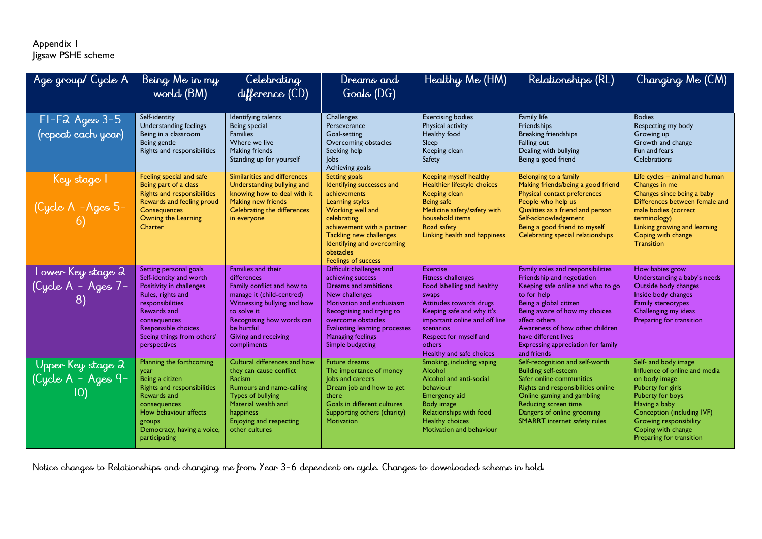Appendix 1
Jigsaw PSHE scheme

| Age group/ Cycle A | Being Me in my world (BM) | Celebrating difference (CD) | Dreams and Goals (DG) | Healthy Me (HM) | Relationships (RL) | Changing Me (CM) |
|---|---|---|---|---|---|---|
| F1-F2 Ages 3-5 (repeat each year) | Self-identity<br>Understanding feelings<br>Being in a classroom<br>Being gentle<br>Rights and responsibilities | Identifying talents<br>Being special<br>Families<br>Where we live<br>Making friends<br>Standing up for yourself | Challenges<br>Perseverance<br>Goal-setting<br>Overcoming obstacles<br>Seeking help<br>Jobs<br>Achieving goals | Exercising bodies<br>Physical activity<br>Healthy food<br>Sleep<br>Keeping clean<br>Safety | Family life<br>Friendships<br>Breaking friendships<br>Falling out<br>Dealing with bullying<br>Being a good friend | Bodies<br>Respecting my body<br>Growing up<br>Growth and change<br>Fun and fears<br>Celebrations |
| Key stage 1 (Cycle A -Ages 5-6) | Feeling special and safe<br>Being part of a class<br>Rights and responsibilities<br>Rewards and feeling proud<br>Consequences<br>Owning the Learning Charter | Similarities and differences<br>Understanding bullying and knowing how to deal with it<br>Making new friends<br>Celebrating the differences in everyone | Setting goals<br>Identifying successes and achievements<br>Learning styles<br>Working well and celebrating achievement with a partner<br>Tackling new challenges<br>Identifying and overcoming obstacles<br>Feelings of success | Keeping myself healthy<br>Healthier lifestyle choices<br>Keeping clean<br>Being safe<br>Medicine safety/safety with household items<br>Road safety<br>Linking health and happiness | Belonging to a family<br>Making friends/being a good friend<br>Physical contact preferences<br>People who help us<br>Qualities as a friend and person<br>Self-acknowledgement<br>Being a good friend to myself<br>Celebrating special relationships | Life cycles – animal and human<br>Changes in me<br>Changes since being a baby<br>Differences between female and male bodies (correct terminology)<br>Linking growing and learning<br>Coping with change<br>Transition |
| Lower Key stage 2 (Cycle A - Ages 7-8) | Setting personal goals<br>Self-identity and worth<br>Positivity in challenges<br>Rules, rights and responsibilities<br>Rewards and consequences<br>Responsible choices<br>Seeing things from others' perspectives | Families and their differences<br>Family conflict and how to manage it (child-centred)<br>Witnessing bullying and how to solve it<br>Recognising how words can be hurtful<br>Giving and receiving compliments | Difficult challenges and achieving success<br>Dreams and ambitions<br>New challenges<br>Motivation and enthusiasm<br>Recognising and trying to overcome obstacles<br>Evaluating learning processes<br>Managing feelings<br>Simple budgeting | Exercise<br>Fitness challenges<br>Food labelling and healthy swaps<br>Attitudes towards drugs<br>Keeping safe and why it's important online and off line scenarios<br>Respect for myself and others<br>Healthy and safe choices | Family roles and responsibilities<br>Friendship and negotiation<br>Keeping safe online and who to go to for help<br>Being a global citizen<br>Being aware of how my choices affect others<br>Awareness of how other children have different lives<br>Expressing appreciation for family and friends | How babies grow<br>Understanding a baby's needs<br>Outside body changes<br>Inside body changes<br>Family stereotypes<br>Challenging my ideas<br>Preparing for transition |
| Upper Key stage 2 (Cycle A - Ages 9-10) | Planning the forthcoming year<br>Being a citizen<br>Rights and responsibilities<br>Rewards and consequences<br>How behaviour affects groups<br>Democracy, having a voice, participating | Cultural differences and how they can cause conflict<br>Racism<br>Rumours and name-calling<br>Types of bullying<br>Material wealth and happiness<br>Enjoying and respecting other cultures | Future dreams<br>The importance of money<br>Jobs and careers<br>Dream job and how to get there<br>Goals in different cultures<br>Supporting others (charity)<br>Motivation | Smoking, including vaping<br>Alcohol<br>Alcohol and anti-social behaviour<br>Emergency aid<br>Body image<br>Relationships with food<br>Healthy choices<br>Motivation and behaviour | Self-recognition and self-worth<br>Building self-esteem<br>Safer online communities<br>Rights and responsibilities online<br>Online gaming and gambling<br>Reducing screen time<br>Dangers of online grooming<br>SMARRT internet safety rules | Self- and body image<br>Influence of online and media on body image<br>Puberty for girls<br>Puberty for boys<br>Having a baby<br>Conception (including IVF)<br>Growing responsibility<br>Coping with change<br>Preparing for transition |

<u>Notice changes to Relationships and changing me from Year 3-6 dependent on cycle. Changes to downloaded scheme in bold.</u>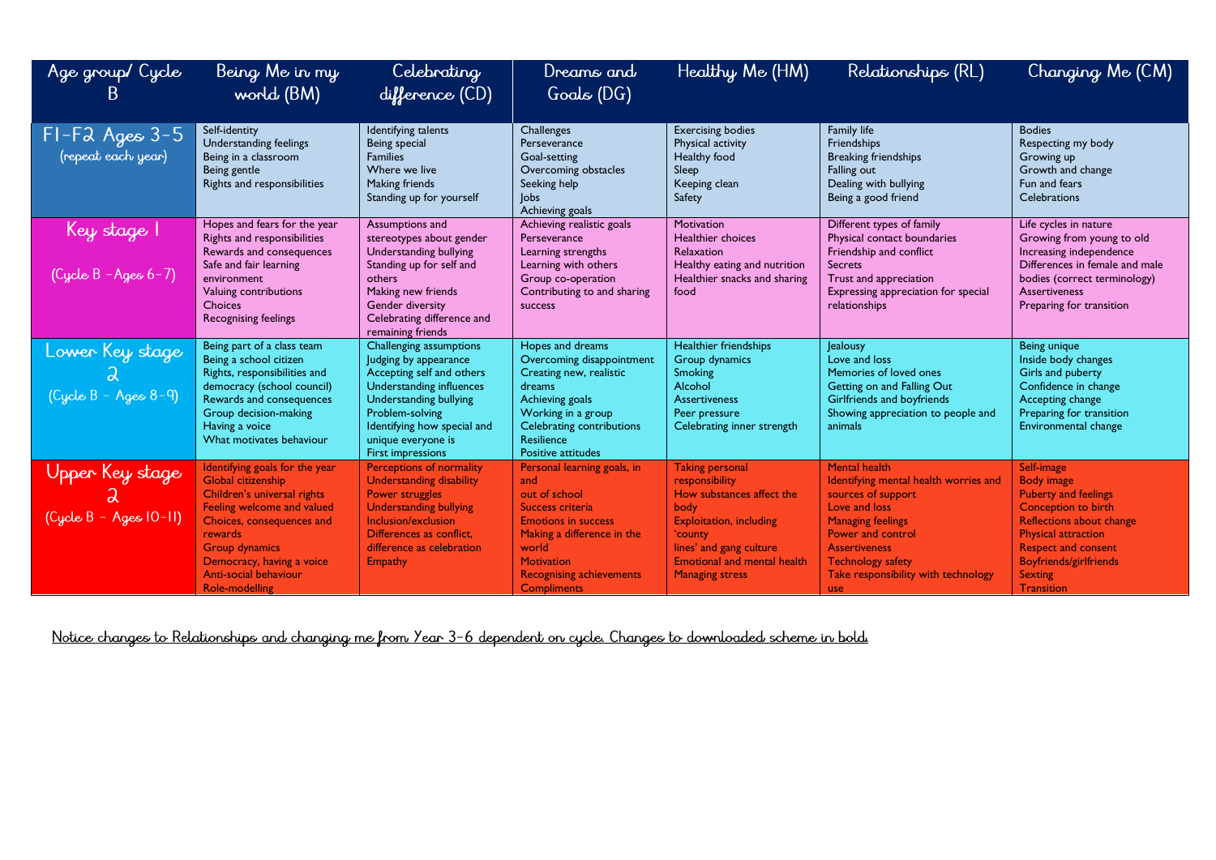| Age group/ Cycle B | Being Me in my world (BM) | Celebrating difference (CD) | Dreams and Goals (DG) | Healthy Me (HM) | Relationships (RL) | Changing Me (CM) |
|---|---|---|---|---|---|---|
| F1-F2 Ages 3-5 (repeat each year) | Self-identity<br>Understanding feelings<br>Being in a classroom<br>Being gentle<br>Rights and responsibilities | Identifying talents<br>Being special<br>Families<br>Where we live<br>Making friends<br>Standing up for yourself | Challenges<br>Perseverance<br>Goal-setting<br>Overcoming obstacles<br>Seeking help<br>Jobs<br>Achieving goals | Exercising bodies<br>Physical activity<br>Healthy food<br>Sleep<br>Keeping clean<br>Safety | Family life<br>Friendships<br>Breaking friendships<br>Falling out<br>Dealing with bullying<br>Being a good friend | Bodies<br>Respecting my body<br>Growing up<br>Growth and change<br>Fun and fears<br>Celebrations |
| Key stage 1 (Cycle B -Ages 6-7) | Hopes and fears for the year<br>Rights and responsibilities<br>Rewards and consequences<br>Safe and fair learning environment<br>Valuing contributions<br>Choices<br>Recognising feelings | Assumptions and stereotypes about gender<br>Understanding bullying<br>Standing up for self and others<br>Making new friends<br>Gender diversity<br>Celebrating difference and remaining friends | Achieving realistic goals<br>Perseverance<br>Learning strengths<br>Learning with others<br>Group co-operation<br>Contributing to and sharing success | Motivation<br>Healthier choices<br>Relaxation<br>Healthy eating and nutrition<br>Healthier snacks and sharing food | Different types of family<br>Physical contact boundaries<br>Friendship and conflict<br>Secrets<br>Trust and appreciation<br>Expressing appreciation for special relationships | Life cycles in nature<br>Growing from young to old<br>Increasing independence<br>Differences in female and male bodies (correct terminology)<br>Assertiveness<br>Preparing for transition |
| Lower Key stage 2 (Cycle B - Ages 8-9) | Being part of a class team<br>Being a school citizen<br>Rights, responsibilities and democracy (school council)<br>Rewards and consequences<br>Group decision-making<br>Having a voice<br>What motivates behaviour | Challenging assumptions<br>Judging by appearance<br>Accepting self and others<br>Understanding influences<br>Understanding bullying<br>Problem-solving<br>Identifying how special and unique everyone is<br>First impressions | Hopes and dreams<br>Overcoming disappointment<br>Creating new, realistic dreams<br>Achieving goals<br>Working in a group<br>Celebrating contributions<br>Resilience<br>Positive attitudes | Healthier friendships<br>Group dynamics<br>Smoking<br>Alcohol<br>Assertiveness<br>Peer pressure<br>Celebrating inner strength | Jealousy<br>Love and loss<br>Memories of loved ones<br>Getting on and Falling Out<br>Girlfriends and boyfriends<br>Showing appreciation to people and animals | Being unique<br>Inside body changes<br>Girls and puberty<br>Confidence in change<br>Accepting change<br>Preparing for transition<br>Environmental change |
| Upper Key stage 2 (Cycle B - Ages 10-11) | Identifying goals for the year<br>Global citizenship<br>Children's universal rights<br>Feeling welcome and valued<br>Choices, consequences and rewards<br>Group dynamics<br>Democracy, having a voice<br>Anti-social behaviour<br>Role-modelling | Perceptions of normality<br>Understanding disability<br>Power struggles<br>Understanding bullying<br>Inclusion/exclusion<br>Differences as conflict, difference as celebration<br>Empathy | Personal learning goals, in and out of school<br>Success criteria<br>Emotions in success<br>Making a difference in the world<br>Motivation<br>Recognising achievements<br>Compliments | Taking personal responsibility<br>How substances affect the body<br>Exploitation, including 'county lines' and gang culture<br>Emotional and mental health<br>Managing stress | Mental health<br>Identifying mental health worries and sources of support<br>Love and loss<br>Managing feelings<br>Power and control<br>Assertiveness<br>Technology safety<br>Take responsibility with technology use | Self-image<br>Body image<br>Puberty and feelings<br>Conception to birth<br>Reflections about change<br>Physical attraction<br>Respect and consent<br>Boyfriends/girlfriends<br>Sexting<br>Transition |

<u>Notice changes to Relationships and changing me from Year 3-6 dependent on cycle. Changes to downloaded scheme in bold.</u>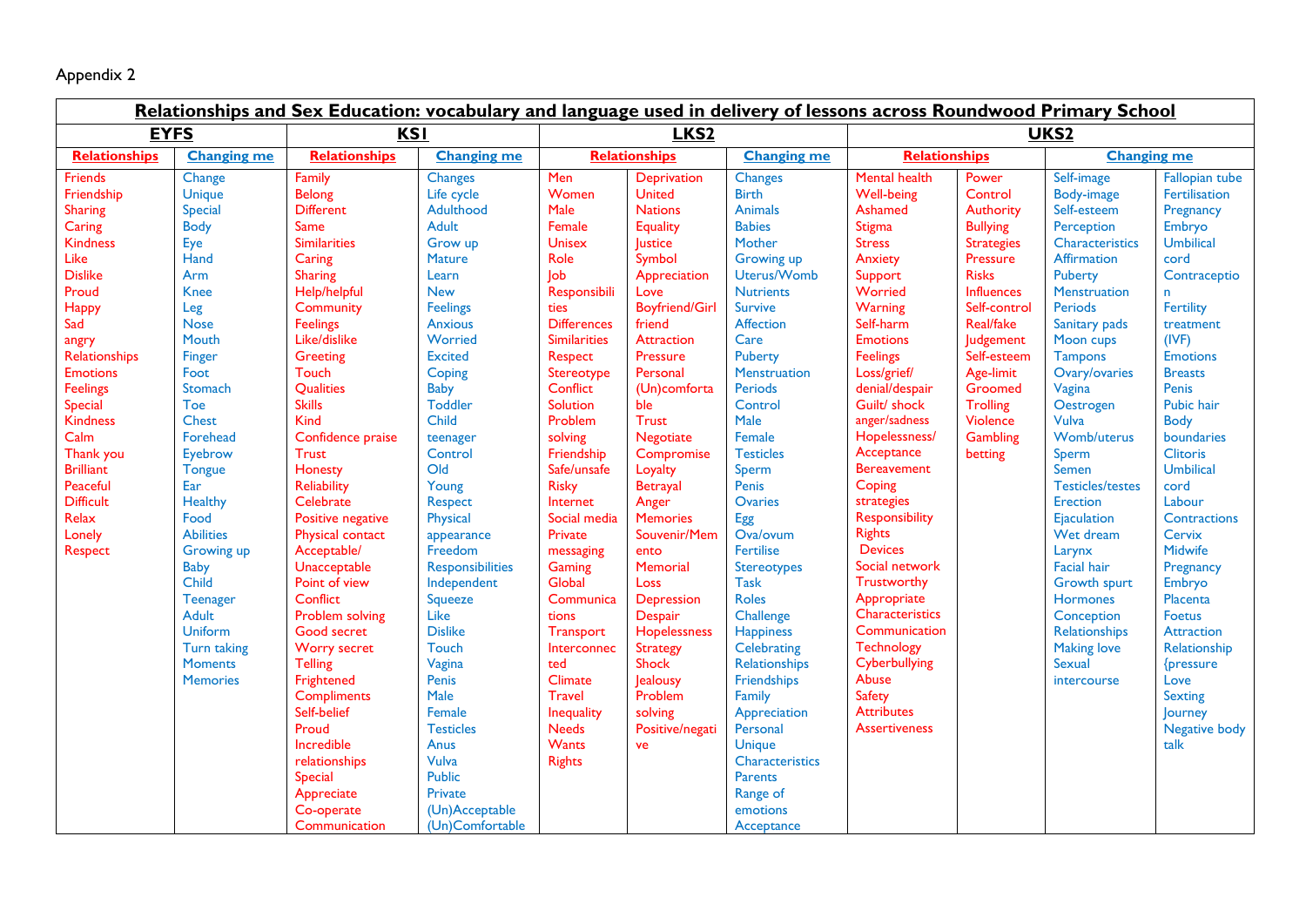Appendix 2

| Relationships and Sex Education: vocabulary and language used in delivery of lessons across Roundwood Primary School | | | | | | | | | | |
|---|---|---|---|---|---|---|---|---|---|---|
| **EYFS** | | **KS1** | | **LKS2** | | | **UKS2** | | | |
| **Relationships** | **Changing me** | **Relationships** | **Changing me** | **Relationships** | | **Changing me** | **Relationships** | | **Changing me** | |
| Friends<br>Friendship<br>Sharing<br>Caring<br>Kindness<br>Like<br>Dislike<br>Proud<br>Happy<br>Sad<br>angry<br>Relationships<br>Emotions<br>Feelings<br>Special<br>Kindness<br>Calm<br>Thank you<br>Brilliant<br>Peaceful<br>Difficult<br>Relax<br>Lonely<br>Respect | Change<br>Unique<br>Special<br>Body<br>Eye<br>Hand<br>Arm<br>Knee<br>Leg<br>Nose<br>Mouth<br>Finger<br>Foot<br>Stomach<br>Toe<br>Chest<br>Forehead<br>Eyebrow<br>Tongue<br>Ear<br>Healthy<br>Food<br>Abilities<br>Growing up<br>Baby<br>Child<br>Teenager<br>Adult<br>Uniform<br>Turn taking<br>Moments<br>Memories | Family<br>Belong<br>Different<br>Same<br>Similarities<br>Caring<br>Sharing<br>Help/helpful<br>Community<br>Feelings<br>Like/dislike<br>Greeting<br>Touch<br>Qualities<br>Skills<br>Kind<br>Confidence praise<br>Trust<br>Honesty<br>Reliability<br>Celebrate<br>Positive negative<br>Physical contact<br>Acceptable/ Unacceptable<br>Point of view<br>Conflict<br>Problem solving<br>Good secret<br>Worry secret<br>Telling<br>Frightened<br>Compliments<br>Self-belief<br>Proud<br>Incredible relationships<br>Special<br>Appreciate<br>Co-operate<br>Communication | Changes<br>Life cycle<br>Adulthood<br>Adult<br>Grow up<br>Mature<br>Learn<br>New<br>Feelings<br>Anxious<br>Worried<br>Excited<br>Coping<br>Baby<br>Toddler<br>Child<br>teenager<br>Control<br>Old<br>Young<br>Respect<br>Physical appearance<br>Freedom<br>Responsibilities<br>Independent<br>Squeeze<br>Like<br>Dislike<br>Touch<br>Vagina<br>Penis<br>Male<br>Female<br>Testicles<br>Anus<br>Vulva<br>Public<br>Private<br>(Un)Acceptable<br>(Un)Comfortable | Men<br>Women<br>Male<br>Female<br>Unisex<br>Role<br>Job<br>Responsibilities<br>Differences<br>Similarities<br>Respect<br>Stereotype<br>Conflict<br>Solution<br>Problem solving<br>Friendship<br>Safe/unsafe<br>Risky<br>Internet<br>Social media<br>Private messaging<br>Gaming<br>Global<br>Communications<br>Transport<br>Interconnected<br>Climate<br>Travel<br>Inequality<br>Needs<br>Wants<br>Rights | Deprivation<br>United Nations<br>Equality<br>Justice<br>Symbol<br>Appreciation<br>Love<br>Boyfriend/Girlfriend<br>Attraction<br>Pressure<br>Personal<br>(Un)comfortable<br>Trust<br>Negotiate<br>Compromise<br>Loyalty<br>Betrayal<br>Anger<br>Memories<br>Souvenir/Memento<br>Memorial<br>Loss<br>Depression<br>Despair<br>Hopelessness<br>Strategy<br>Shock<br>Jealousy<br>Problem solving<br>Positive/negative | Changes<br>Birth<br>Animals<br>Babies<br>Mother<br>Growing up<br>Uterus/Womb<br>Nutrients<br>Survive<br>Affection<br>Care<br>Puberty<br>Menstruation<br>Periods<br>Control<br>Male<br>Female<br>Testicles<br>Sperm<br>Penis<br>Ovaries<br>Egg<br>Ova/ovum<br>Fertilise<br>Stereotypes<br>Task<br>Roles<br>Challenge<br>Happiness<br>Celebrating<br>Relationships<br>Friendships<br>Family<br>Appreciation<br>Personal<br>Unique<br>Characteristics<br>Parents<br>Range of emotions<br>Acceptance | Mental health<br>Well-being<br>Ashamed<br>Stigma<br>Stress<br>Anxiety<br>Support<br>Worried<br>Warning<br>Self-harm<br>Emotions<br>Feelings<br>Loss/grief/ denial/despair<br>Guilt/ shock anger/sadness<br>Hopelessness/ Acceptance<br>Bereavement<br>Coping strategies<br>Responsibility<br>Rights<br>Devices<br>Social network<br>Trustworthy<br>Appropriate<br>Characteristics<br>Communication<br>Technology<br>Cyberbullying<br>Abuse<br>Safety<br>Attributes<br>Assertiveness | Power<br>Control<br>Authority<br>Bullying<br>Strategies<br>Pressure<br>Risks<br>Influences<br>Self-control<br>Real/fake<br>Judgement<br>Self-esteem<br>Age-limit<br>Groomed<br>Trolling<br>Violence<br>Gambling<br>betting | Self-image<br>Body-image<br>Self-esteem<br>Perception<br>Characteristics<br>Affirmation<br>Puberty<br>Menstruation<br>Periods<br>Sanitary pads<br>Moon cups<br>Tampons<br>Ovary/ovaries<br>Vagina<br>Oestrogen<br>Vulva<br>Womb/uterus<br>Sperm<br>Semen<br>Testicles/testes<br>Erection<br>Ejaculation<br>Wet dream<br>Larynx<br>Facial hair<br>Growth spurt<br>Hormones<br>Conception<br>Relationships<br>Making love<br>Sexual intercourse | Fallopian tube<br>Fertilisation<br>Pregnancy<br>Embryo<br>Umbilical cord<br>Contraception<br>Fertility treatment (IVF)<br>Emotions<br>Breasts<br>Penis<br>Pubic hair<br>Body boundaries<br>Clitoris<br>Umbilical cord<br>Labour<br>Contractions<br>Cervix<br>Midwife<br>Pregnancy<br>Embryo<br>Placenta<br>Foetus<br>Attraction<br>Relationship {pressure<br>Love<br>Sexting<br>Journey<br>Negative body talk |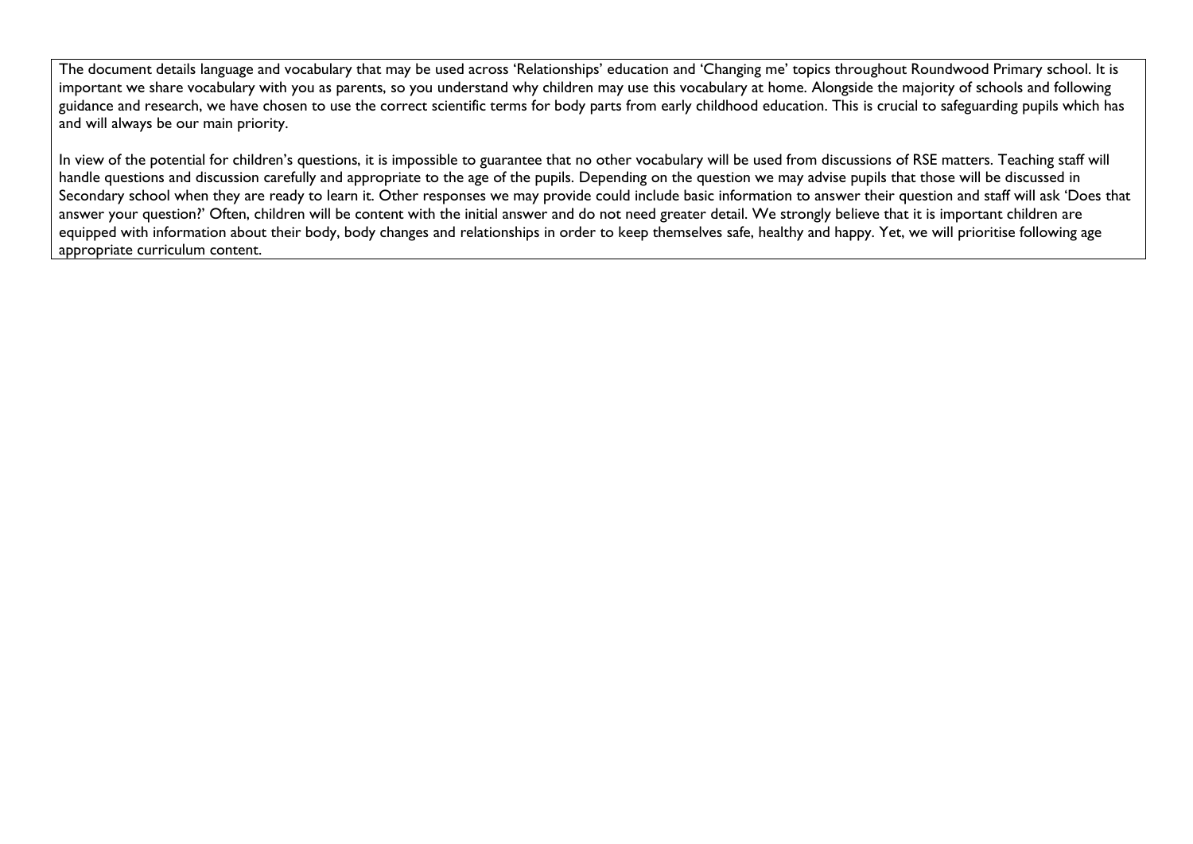The document details language and vocabulary that may be used across 'Relationships' education and 'Changing me' topics throughout Roundwood Primary school. It is important we share vocabulary with you as parents, so you understand why children may use this vocabulary at home. Alongside the majority of schools and following guidance and research, we have chosen to use the correct scientific terms for body parts from early childhood education. This is crucial to safeguarding pupils which has and will always be our main priority.

In view of the potential for children's questions, it is impossible to guarantee that no other vocabulary will be used from discussions of RSE matters. Teaching staff will handle questions and discussion carefully and appropriate to the age of the pupils. Depending on the question we may advise pupils that those will be discussed in Secondary school when they are ready to learn it. Other responses we may provide could include basic information to answer their question and staff will ask 'Does that answer your question?' Often, children will be content with the initial answer and do not need greater detail. We strongly believe that it is important children are equipped with information about their body, body changes and relationships in order to keep themselves safe, healthy and happy. Yet, we will prioritise following age appropriate curriculum content.